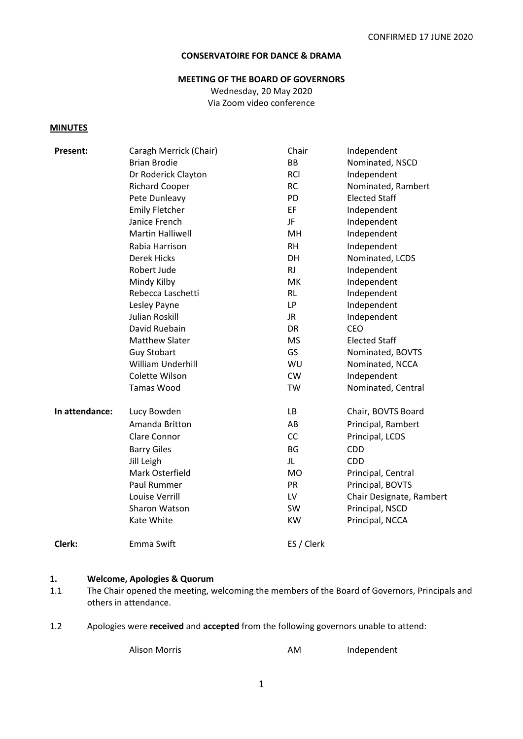CONFIRMED 17 JUNE 2020

**CONSERVATOIRE FOR DANCE & DRAMA**

**MEETING OF THE BOARD OF GOVERNORS**

Wednesday, 20 May 2020

Via Zoom video conference

**MINUTES**

| | | | |
|---|---|---|---|
| **Present:** | Caragh Merrick (Chair) | Chair | Independent |
| | Brian Brodie | BB | Nominated, NSCD |
| | Dr Roderick Clayton | RCl | Independent |
| | Richard Cooper | RC | Nominated, Rambert |
| | Pete Dunleavy | PD | Elected Staff |
| | Emily Fletcher | EF | Independent |
| | Janice French | JF | Independent |
| | Martin Halliwell | MH | Independent |
| | Rabia Harrison | RH | Independent |
| | Derek Hicks | DH | Nominated, LCDS |
| | Robert Jude | RJ | Independent |
| | Mindy Kilby | MK | Independent |
| | Rebecca Laschetti | RL | Independent |
| | Lesley Payne | LP | Independent |
| | Julian Roskill | JR | Independent |
| | David Ruebain | DR | CEO |
| | Matthew Slater | MS | Elected Staff |
| | Guy Stobart | GS | Nominated, BOVTS |
| | William Underhill | WU | Nominated, NCCA |
| | Colette Wilson | CW | Independent |
| | Tamas Wood | TW | Nominated, Central |
| **In attendance:** | Lucy Bowden | LB | Chair, BOVTS Board |
| | Amanda Britton | AB | Principal, Rambert |
| | Clare Connor | CC | Principal, LCDS |
| | Barry Giles | BG | CDD |
| | Jill Leigh | JL | CDD |
| | Mark Osterfield | MO | Principal, Central |
| | Paul Rummer | PR | Principal, BOVTS |
| | Louise Verrill | LV | Chair Designate, Rambert |
| | Sharon Watson | SW | Principal, NSCD |
| | Kate White | KW | Principal, NCCA |
| **Clerk:** | Emma Swift | ES / Clerk | |

## 1. Welcome, Apologies & Quorum

1.1 The Chair opened the meeting, welcoming the members of the Board of Governors, Principals and others in attendance.

1.2 Apologies were **received** and **accepted** from the following governors unable to attend:

| | | |
|---|---|---|
| Alison Morris | AM | Independent |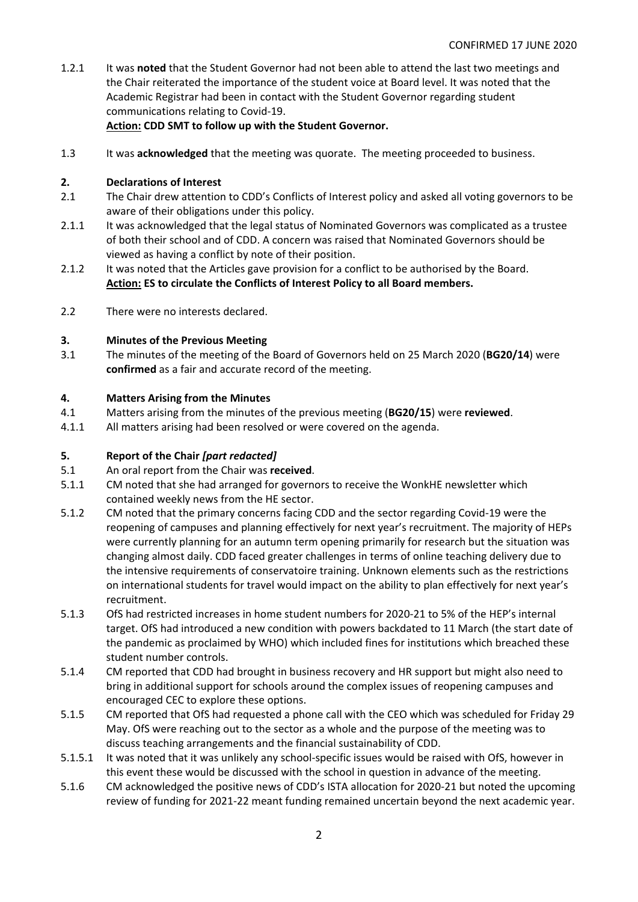CONFIRMED 17 JUNE 2020

1.2.1 It was **noted** that the Student Governor had not been able to attend the last two meetings and the Chair reiterated the importance of the student voice at Board level. It was noted that the Academic Registrar had been in contact with the Student Governor regarding student communications relating to Covid-19.
**Action: CDD SMT to follow up with the Student Governor.**

1.3 It was **acknowledged** that the meeting was quorate. The meeting proceeded to business.

## 2. Declarations of Interest

2.1 The Chair drew attention to CDD's Conflicts of Interest policy and asked all voting governors to be aware of their obligations under this policy.

2.1.1 It was acknowledged that the legal status of Nominated Governors was complicated as a trustee of both their school and of CDD. A concern was raised that Nominated Governors should be viewed as having a conflict by note of their position.

2.1.2 It was noted that the Articles gave provision for a conflict to be authorised by the Board.
**Action: ES to circulate the Conflicts of Interest Policy to all Board members.**

2.2 There were no interests declared.

## 3. Minutes of the Previous Meeting

3.1 The minutes of the meeting of the Board of Governors held on 25 March 2020 (**BG20/14**) were **confirmed** as a fair and accurate record of the meeting.

## 4. Matters Arising from the Minutes

4.1 Matters arising from the minutes of the previous meeting (**BG20/15**) were **reviewed**.

4.1.1 All matters arising had been resolved or were covered on the agenda.

## 5. Report of the Chair *[part redacted]*

5.1 An oral report from the Chair was **received**.

5.1.1 CM noted that she had arranged for governors to receive the WonkHE newsletter which contained weekly news from the HE sector.

5.1.2 CM noted that the primary concerns facing CDD and the sector regarding Covid-19 were the reopening of campuses and planning effectively for next year's recruitment. The majority of HEPs were currently planning for an autumn term opening primarily for research but the situation was changing almost daily. CDD faced greater challenges in terms of online teaching delivery due to the intensive requirements of conservatoire training. Unknown elements such as the restrictions on international students for travel would impact on the ability to plan effectively for next year's recruitment.

5.1.3 OfS had restricted increases in home student numbers for 2020-21 to 5% of the HEP's internal target. OfS had introduced a new condition with powers backdated to 11 March (the start date of the pandemic as proclaimed by WHO) which included fines for institutions which breached these student number controls.

5.1.4 CM reported that CDD had brought in business recovery and HR support but might also need to bring in additional support for schools around the complex issues of reopening campuses and encouraged CEC to explore these options.

5.1.5 CM reported that OfS had requested a phone call with the CEO which was scheduled for Friday 29 May. OfS were reaching out to the sector as a whole and the purpose of the meeting was to discuss teaching arrangements and the financial sustainability of CDD.

5.1.5.1 It was noted that it was unlikely any school-specific issues would be raised with OfS, however in this event these would be discussed with the school in question in advance of the meeting.

5.1.6 CM acknowledged the positive news of CDD's ISTA allocation for 2020-21 but noted the upcoming review of funding for 2021-22 meant funding remained uncertain beyond the next academic year.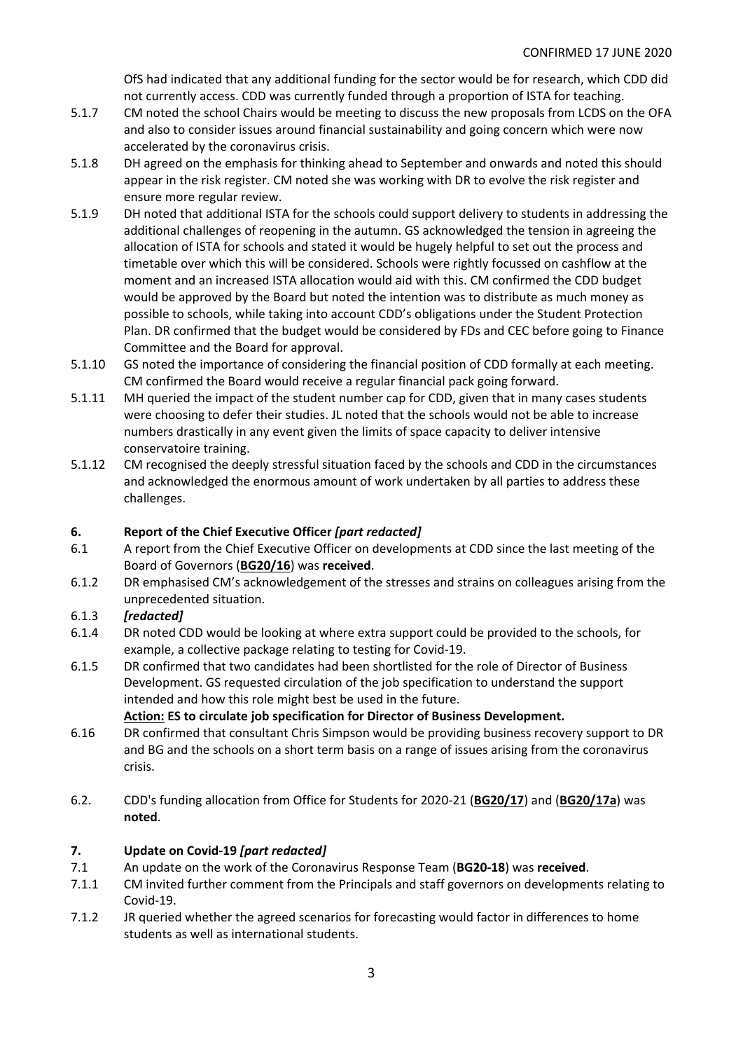OfS had indicated that any additional funding for the sector would be for research, which CDD did not currently access. CDD was currently funded through a proportion of ISTA for teaching.

5.1.7 CM noted the school Chairs would be meeting to discuss the new proposals from LCDS on the OFA and also to consider issues around financial sustainability and going concern which were now accelerated by the coronavirus crisis.

5.1.8 DH agreed on the emphasis for thinking ahead to September and onwards and noted this should appear in the risk register. CM noted she was working with DR to evolve the risk register and ensure more regular review.

5.1.9 DH noted that additional ISTA for the schools could support delivery to students in addressing the additional challenges of reopening in the autumn. GS acknowledged the tension in agreeing the allocation of ISTA for schools and stated it would be hugely helpful to set out the process and timetable over which this will be considered. Schools were rightly focussed on cashflow at the moment and an increased ISTA allocation would aid with this. CM confirmed the CDD budget would be approved by the Board but noted the intention was to distribute as much money as possible to schools, while taking into account CDD's obligations under the Student Protection Plan. DR confirmed that the budget would be considered by FDs and CEC before going to Finance Committee and the Board for approval.

5.1.10 GS noted the importance of considering the financial position of CDD formally at each meeting. CM confirmed the Board would receive a regular financial pack going forward.

5.1.11 MH queried the impact of the student number cap for CDD, given that in many cases students were choosing to defer their studies. JL noted that the schools would not be able to increase numbers drastically in any event given the limits of space capacity to deliver intensive conservatoire training.

5.1.12 CM recognised the deeply stressful situation faced by the schools and CDD in the circumstances and acknowledged the enormous amount of work undertaken by all parties to address these challenges.

## 6. Report of the Chief Executive Officer *[part redacted]*

6.1 A report from the Chief Executive Officer on developments at CDD since the last meeting of the Board of Governors (**BG20/16**) was **received**.

6.1.2 DR emphasised CM's acknowledgement of the stresses and strains on colleagues arising from the unprecedented situation.

6.1.3 ***[redacted]***

6.1.4 DR noted CDD would be looking at where extra support could be provided to the schools, for example, a collective package relating to testing for Covid-19.

6.1.5 DR confirmed that two candidates had been shortlisted for the role of Director of Business Development. GS requested circulation of the job specification to understand the support intended and how this role might best be used in the future.

**Action: ES to circulate job specification for Director of Business Development.**

6.16 DR confirmed that consultant Chris Simpson would be providing business recovery support to DR and BG and the schools on a short term basis on a range of issues arising from the coronavirus crisis.

6.2. CDD's funding allocation from Office for Students for 2020-21 (**BG20/17**) and (**BG20/17a**) was **noted**.

## 7. Update on Covid-19 *[part redacted]*

7.1 An update on the work of the Coronavirus Response Team (**BG20-18**) was **received**.

7.1.1 CM invited further comment from the Principals and staff governors on developments relating to Covid-19.

7.1.2 JR queried whether the agreed scenarios for forecasting would factor in differences to home students as well as international students.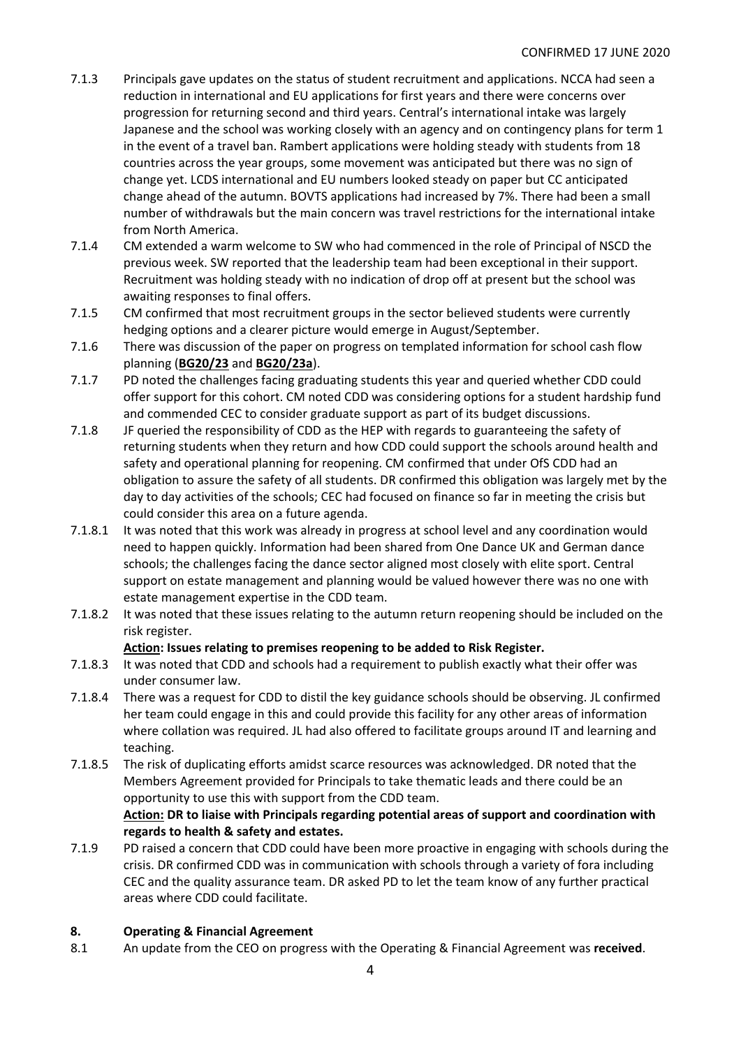CONFIRMED 17 JUNE 2020

7.1.3 Principals gave updates on the status of student recruitment and applications. NCCA had seen a reduction in international and EU applications for first years and there were concerns over progression for returning second and third years. Central's international intake was largely Japanese and the school was working closely with an agency and on contingency plans for term 1 in the event of a travel ban. Rambert applications were holding steady with students from 18 countries across the year groups, some movement was anticipated but there was no sign of change yet. LCDS international and EU numbers looked steady on paper but CC anticipated change ahead of the autumn. BOVTS applications had increased by 7%. There had been a small number of withdrawals but the main concern was travel restrictions for the international intake from North America.

7.1.4 CM extended a warm welcome to SW who had commenced in the role of Principal of NSCD the previous week. SW reported that the leadership team had been exceptional in their support. Recruitment was holding steady with no indication of drop off at present but the school was awaiting responses to final offers.

7.1.5 CM confirmed that most recruitment groups in the sector believed students were currently hedging options and a clearer picture would emerge in August/September.

7.1.6 There was discussion of the paper on progress on templated information for school cash flow planning (**BG20/23** and **BG20/23a**).

7.1.7 PD noted the challenges facing graduating students this year and queried whether CDD could offer support for this cohort. CM noted CDD was considering options for a student hardship fund and commended CEC to consider graduate support as part of its budget discussions.

7.1.8 JF queried the responsibility of CDD as the HEP with regards to guaranteeing the safety of returning students when they return and how CDD could support the schools around health and safety and operational planning for reopening. CM confirmed that under OfS CDD had an obligation to assure the safety of all students. DR confirmed this obligation was largely met by the day to day activities of the schools; CEC had focused on finance so far in meeting the crisis but could consider this area on a future agenda.

7.1.8.1 It was noted that this work was already in progress at school level and any coordination would need to happen quickly. Information had been shared from One Dance UK and German dance schools; the challenges facing the dance sector aligned most closely with elite sport. Central support on estate management and planning would be valued however there was no one with estate management expertise in the CDD team.

7.1.8.2 It was noted that these issues relating to the autumn return reopening should be included on the risk register.

**Action: Issues relating to premises reopening to be added to Risk Register.**

7.1.8.3 It was noted that CDD and schools had a requirement to publish exactly what their offer was under consumer law.

7.1.8.4 There was a request for CDD to distil the key guidance schools should be observing. JL confirmed her team could engage in this and could provide this facility for any other areas of information where collation was required. JL had also offered to facilitate groups around IT and learning and teaching.

7.1.8.5 The risk of duplicating efforts amidst scarce resources was acknowledged. DR noted that the Members Agreement provided for Principals to take thematic leads and there could be an opportunity to use this with support from the CDD team.

**Action: DR to liaise with Principals regarding potential areas of support and coordination with regards to health & safety and estates.**

7.1.9 PD raised a concern that CDD could have been more proactive in engaging with schools during the crisis. DR confirmed CDD was in communication with schools through a variety of fora including CEC and the quality assurance team. DR asked PD to let the team know of any further practical areas where CDD could facilitate.

## 8. Operating & Financial Agreement

8.1 An update from the CEO on progress with the Operating & Financial Agreement was **received**.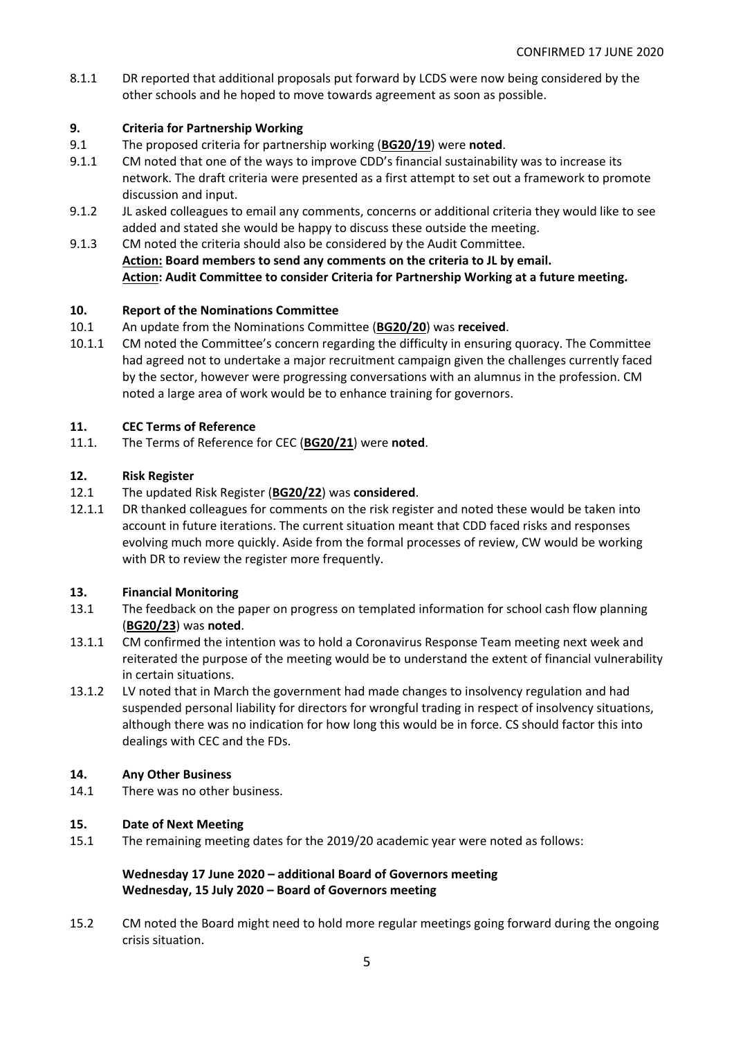CONFIRMED 17 JUNE 2020

8.1.1 DR reported that additional proposals put forward by LCDS were now being considered by the other schools and he hoped to move towards agreement as soon as possible.

## 9. Criteria for Partnership Working

9.1 The proposed criteria for partnership working (**BG20/19**) were **noted**.

9.1.1 CM noted that one of the ways to improve CDD's financial sustainability was to increase its network. The draft criteria were presented as a first attempt to set out a framework to promote discussion and input.

9.1.2 JL asked colleagues to email any comments, concerns or additional criteria they would like to see added and stated she would be happy to discuss these outside the meeting.

9.1.3 CM noted the criteria should also be considered by the Audit Committee.
**Action: Board members to send any comments on the criteria to JL by email.**
**Action: Audit Committee to consider Criteria for Partnership Working at a future meeting.**

## 10. Report of the Nominations Committee

10.1 An update from the Nominations Committee (**BG20/20**) was **received**.

10.1.1 CM noted the Committee's concern regarding the difficulty in ensuring quoracy. The Committee had agreed not to undertake a major recruitment campaign given the challenges currently faced by the sector, however were progressing conversations with an alumnus in the profession. CM noted a large area of work would be to enhance training for governors.

## 11. CEC Terms of Reference

11.1. The Terms of Reference for CEC (**BG20/21**) were **noted**.

## 12. Risk Register

12.1 The updated Risk Register (**BG20/22**) was **considered**.

12.1.1 DR thanked colleagues for comments on the risk register and noted these would be taken into account in future iterations. The current situation meant that CDD faced risks and responses evolving much more quickly. Aside from the formal processes of review, CW would be working with DR to review the register more frequently.

## 13. Financial Monitoring

13.1 The feedback on the paper on progress on templated information for school cash flow planning (**BG20/23**) was **noted**.

13.1.1 CM confirmed the intention was to hold a Coronavirus Response Team meeting next week and reiterated the purpose of the meeting would be to understand the extent of financial vulnerability in certain situations.

13.1.2 LV noted that in March the government had made changes to insolvency regulation and had suspended personal liability for directors for wrongful trading in respect of insolvency situations, although there was no indication for how long this would be in force. CS should factor this into dealings with CEC and the FDs.

## 14. Any Other Business

14.1 There was no other business.

## 15. Date of Next Meeting

15.1 The remaining meeting dates for the 2019/20 academic year were noted as follows:

**Wednesday 17 June 2020 – additional Board of Governors meeting**
**Wednesday, 15 July 2020 – Board of Governors meeting**

15.2 CM noted the Board might need to hold more regular meetings going forward during the ongoing crisis situation.